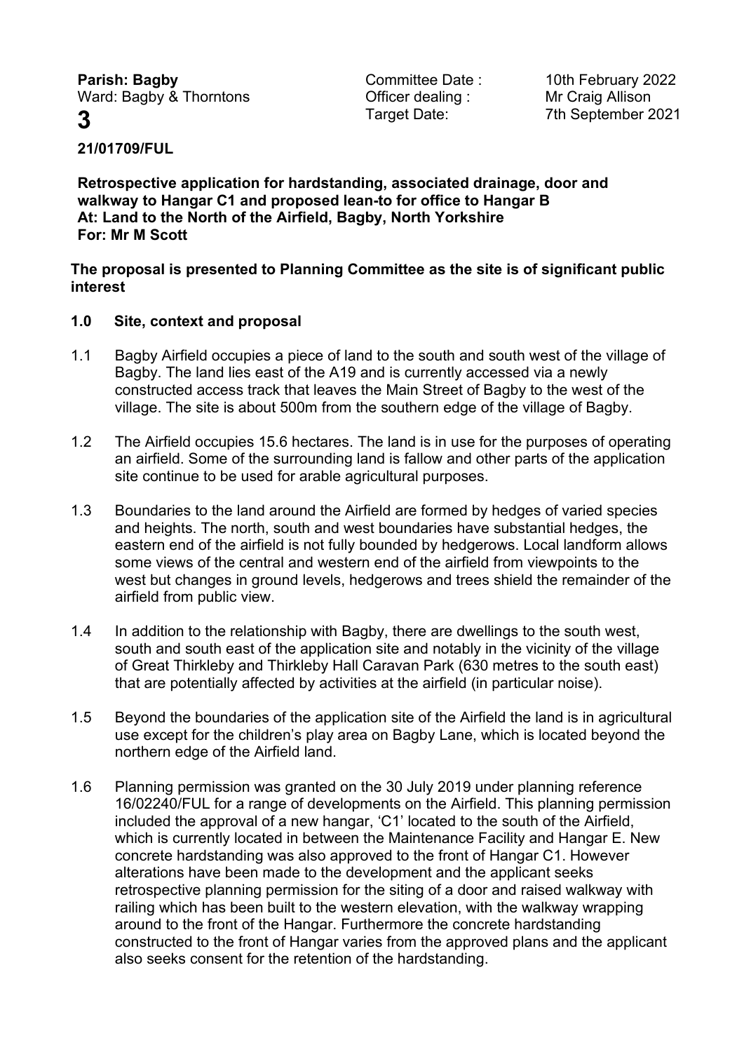**Parish: Bagby**
Ward: Bagby & Thorntons

Committee Date : 10th February 2022
Officer dealing : Mr Craig Allison
Target Date: 7th September 2021

# 3

**21/01709/FUL**

**Retrospective application for hardstanding, associated drainage, door and walkway to Hangar C1 and proposed lean-to for office to Hangar B**
**At: Land to the North of the Airfield, Bagby, North Yorkshire**
**For: Mr M Scott**

**The proposal is presented to Planning Committee as the site is of significant public interest**

## 1.0 Site, context and proposal

1.1 Bagby Airfield occupies a piece of land to the south and south west of the village of Bagby. The land lies east of the A19 and is currently accessed via a newly constructed access track that leaves the Main Street of Bagby to the west of the village. The site is about 500m from the southern edge of the village of Bagby.

1.2 The Airfield occupies 15.6 hectares. The land is in use for the purposes of operating an airfield. Some of the surrounding land is fallow and other parts of the application site continue to be used for arable agricultural purposes.

1.3 Boundaries to the land around the Airfield are formed by hedges of varied species and heights. The north, south and west boundaries have substantial hedges, the eastern end of the airfield is not fully bounded by hedgerows. Local landform allows some views of the central and western end of the airfield from viewpoints to the west but changes in ground levels, hedgerows and trees shield the remainder of the airfield from public view.

1.4 In addition to the relationship with Bagby, there are dwellings to the south west, south and south east of the application site and notably in the vicinity of the village of Great Thirkleby and Thirkleby Hall Caravan Park (630 metres to the south east) that are potentially affected by activities at the airfield (in particular noise).

1.5 Beyond the boundaries of the application site of the Airfield the land is in agricultural use except for the children's play area on Bagby Lane, which is located beyond the northern edge of the Airfield land.

1.6 Planning permission was granted on the 30 July 2019 under planning reference 16/02240/FUL for a range of developments on the Airfield. This planning permission included the approval of a new hangar, 'C1' located to the south of the Airfield, which is currently located in between the Maintenance Facility and Hangar E. New concrete hardstanding was also approved to the front of Hangar C1. However alterations have been made to the development and the applicant seeks retrospective planning permission for the siting of a door and raised walkway with railing which has been built to the western elevation, with the walkway wrapping around to the front of the Hangar. Furthermore the concrete hardstanding constructed to the front of Hangar varies from the approved plans and the applicant also seeks consent for the retention of the hardstanding.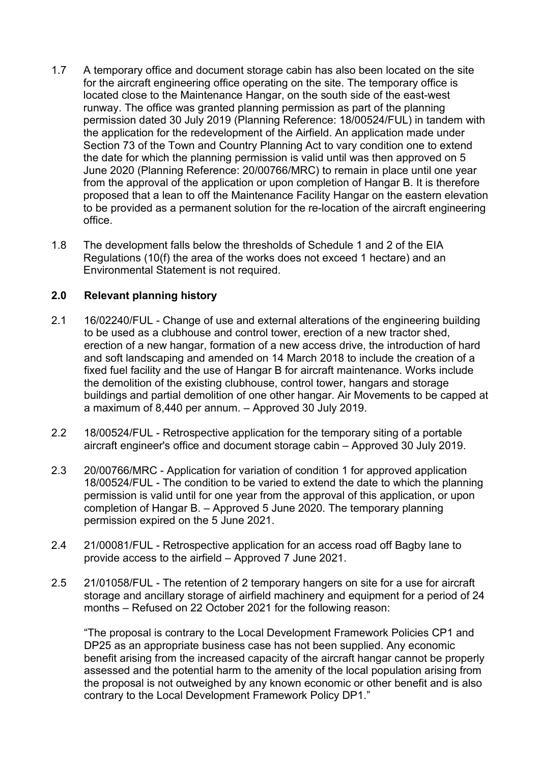1.7 A temporary office and document storage cabin has also been located on the site for the aircraft engineering office operating on the site. The temporary office is located close to the Maintenance Hangar, on the south side of the east-west runway. The office was granted planning permission as part of the planning permission dated 30 July 2019 (Planning Reference: 18/00524/FUL) in tandem with the application for the redevelopment of the Airfield. An application made under Section 73 of the Town and Country Planning Act to vary condition one to extend the date for which the planning permission is valid until was then approved on 5 June 2020 (Planning Reference: 20/00766/MRC) to remain in place until one year from the approval of the application or upon completion of Hangar B. It is therefore proposed that a lean to off the Maintenance Facility Hangar on the eastern elevation to be provided as a permanent solution for the re-location of the aircraft engineering office.

1.8 The development falls below the thresholds of Schedule 1 and 2 of the EIA Regulations (10(f) the area of the works does not exceed 1 hectare) and an Environmental Statement is not required.

## 2.0 Relevant planning history

2.1 16/02240/FUL - Change of use and external alterations of the engineering building to be used as a clubhouse and control tower, erection of a new tractor shed, erection of a new hangar, formation of a new access drive, the introduction of hard and soft landscaping and amended on 14 March 2018 to include the creation of a fixed fuel facility and the use of Hangar B for aircraft maintenance. Works include the demolition of the existing clubhouse, control tower, hangars and storage buildings and partial demolition of one other hangar. Air Movements to be capped at a maximum of 8,440 per annum. – Approved 30 July 2019.

2.2 18/00524/FUL - Retrospective application for the temporary siting of a portable aircraft engineer's office and document storage cabin – Approved 30 July 2019.

2.3 20/00766/MRC - Application for variation of condition 1 for approved application 18/00524/FUL - The condition to be varied to extend the date to which the planning permission is valid until for one year from the approval of this application, or upon completion of Hangar B. – Approved 5 June 2020. The temporary planning permission expired on the 5 June 2021.

2.4 21/00081/FUL - Retrospective application for an access road off Bagby lane to provide access to the airfield – Approved 7 June 2021.

2.5 21/01058/FUL - The retention of 2 temporary hangers on site for a use for aircraft storage and ancillary storage of airfield machinery and equipment for a period of 24 months – Refused on 22 October 2021 for the following reason:

"The proposal is contrary to the Local Development Framework Policies CP1 and DP25 as an appropriate business case has not been supplied. Any economic benefit arising from the increased capacity of the aircraft hangar cannot be properly assessed and the potential harm to the amenity of the local population arising from the proposal is not outweighed by any known economic or other benefit and is also contrary to the Local Development Framework Policy DP1."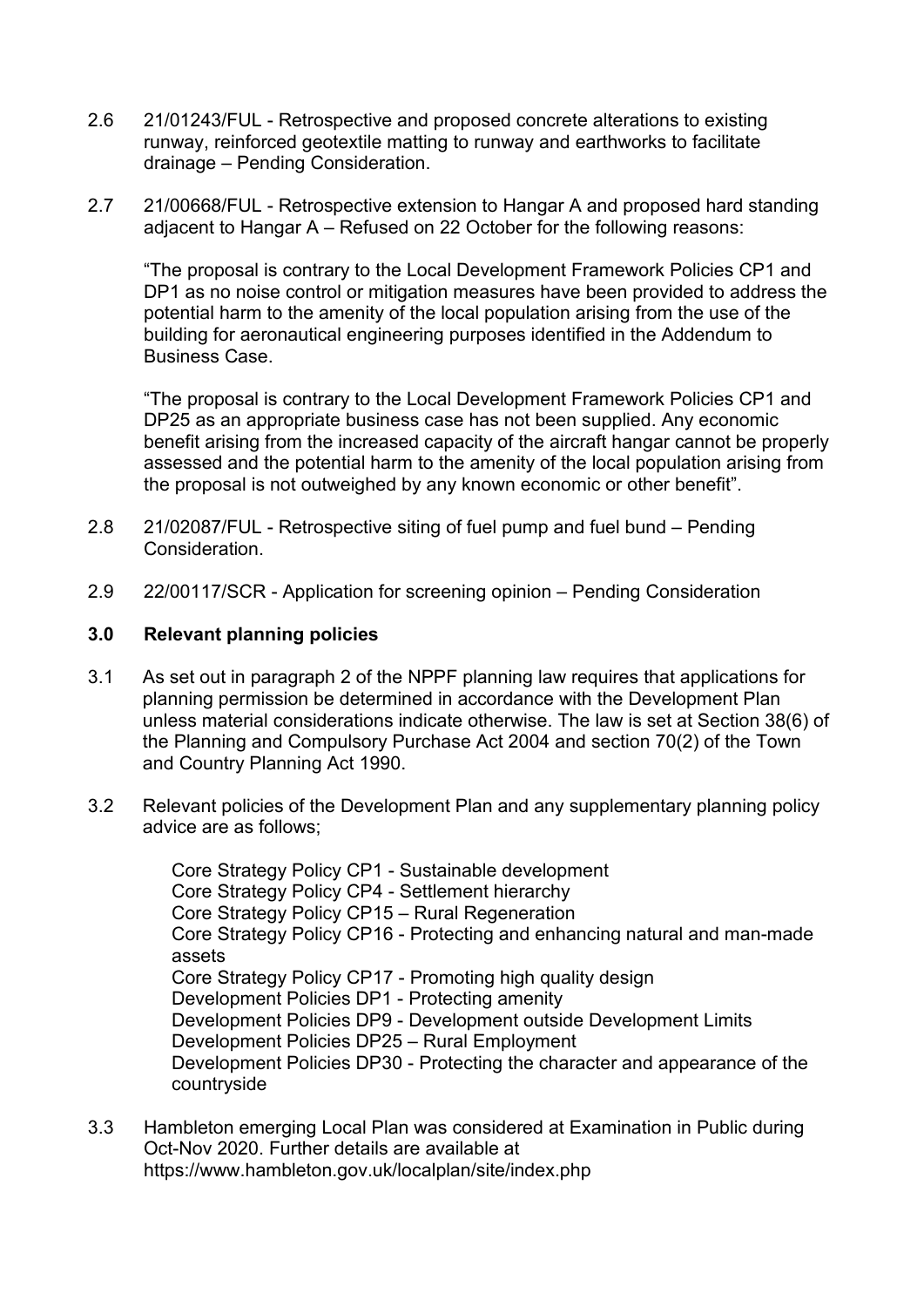2.6 21/01243/FUL - Retrospective and proposed concrete alterations to existing runway, reinforced geotextile matting to runway and earthworks to facilitate drainage – Pending Consideration.

2.7 21/00668/FUL - Retrospective extension to Hangar A and proposed hard standing adjacent to Hangar A – Refused on 22 October for the following reasons:

"The proposal is contrary to the Local Development Framework Policies CP1 and DP1 as no noise control or mitigation measures have been provided to address the potential harm to the amenity of the local population arising from the use of the building for aeronautical engineering purposes identified in the Addendum to Business Case.

"The proposal is contrary to the Local Development Framework Policies CP1 and DP25 as an appropriate business case has not been supplied. Any economic benefit arising from the increased capacity of the aircraft hangar cannot be properly assessed and the potential harm to the amenity of the local population arising from the proposal is not outweighed by any known economic or other benefit".

2.8 21/02087/FUL - Retrospective siting of fuel pump and fuel bund – Pending Consideration.

2.9 22/00117/SCR - Application for screening opinion – Pending Consideration

## 3.0 Relevant planning policies

3.1 As set out in paragraph 2 of the NPPF planning law requires that applications for planning permission be determined in accordance with the Development Plan unless material considerations indicate otherwise. The law is set at Section 38(6) of the Planning and Compulsory Purchase Act 2004 and section 70(2) of the Town and Country Planning Act 1990.

3.2 Relevant policies of the Development Plan and any supplementary planning policy advice are as follows;

Core Strategy Policy CP1 - Sustainable development
Core Strategy Policy CP4 - Settlement hierarchy
Core Strategy Policy CP15 – Rural Regeneration
Core Strategy Policy CP16 - Protecting and enhancing natural and man-made assets
Core Strategy Policy CP17 - Promoting high quality design
Development Policies DP1 - Protecting amenity
Development Policies DP9 - Development outside Development Limits
Development Policies DP25 – Rural Employment
Development Policies DP30 - Protecting the character and appearance of the countryside

3.3 Hambleton emerging Local Plan was considered at Examination in Public during Oct-Nov 2020. Further details are available at https://www.hambleton.gov.uk/localplan/site/index.php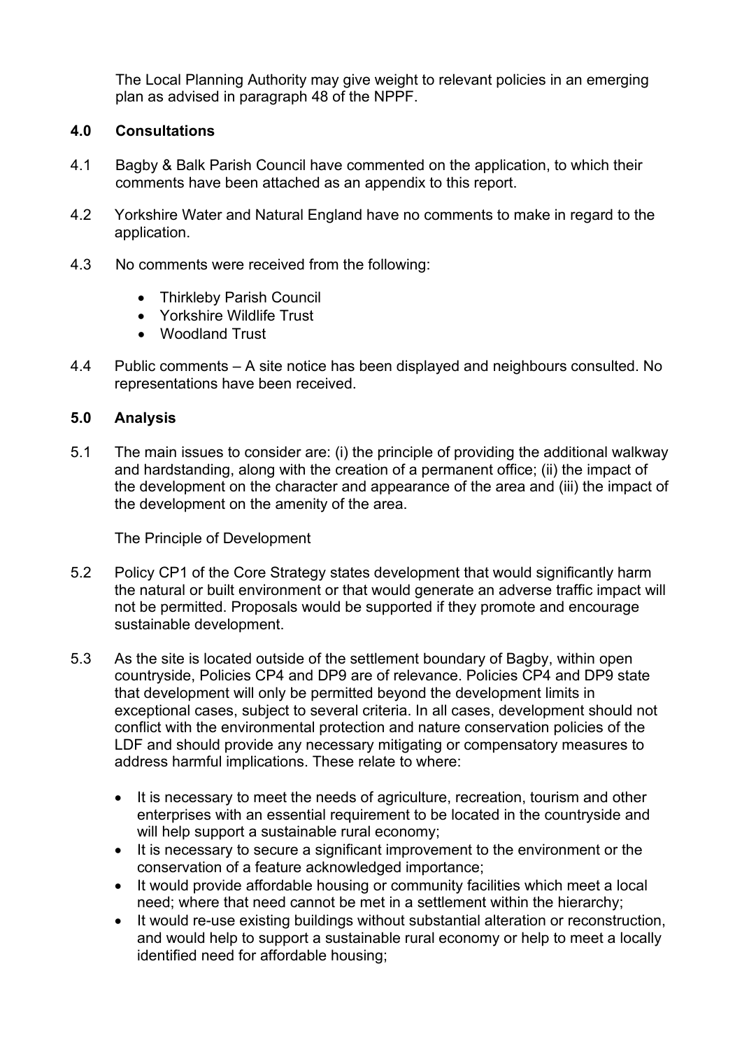The Local Planning Authority may give weight to relevant policies in an emerging plan as advised in paragraph 48 of the NPPF.

## 4.0 Consultations

4.1 Bagby & Balk Parish Council have commented on the application, to which their comments have been attached as an appendix to this report.

4.2 Yorkshire Water and Natural England have no comments to make in regard to the application.

4.3 No comments were received from the following:

- Thirkleby Parish Council
- Yorkshire Wildlife Trust
- Woodland Trust

4.4 Public comments – A site notice has been displayed and neighbours consulted. No representations have been received.

## 5.0 Analysis

5.1 The main issues to consider are: (i) the principle of providing the additional walkway and hardstanding, along with the creation of a permanent office; (ii) the impact of the development on the character and appearance of the area and (iii) the impact of the development on the amenity of the area.

The Principle of Development

5.2 Policy CP1 of the Core Strategy states development that would significantly harm the natural or built environment or that would generate an adverse traffic impact will not be permitted. Proposals would be supported if they promote and encourage sustainable development.

5.3 As the site is located outside of the settlement boundary of Bagby, within open countryside, Policies CP4 and DP9 are of relevance. Policies CP4 and DP9 state that development will only be permitted beyond the development limits in exceptional cases, subject to several criteria. In all cases, development should not conflict with the environmental protection and nature conservation policies of the LDF and should provide any necessary mitigating or compensatory measures to address harmful implications. These relate to where:

- It is necessary to meet the needs of agriculture, recreation, tourism and other enterprises with an essential requirement to be located in the countryside and will help support a sustainable rural economy;
- It is necessary to secure a significant improvement to the environment or the conservation of a feature acknowledged importance;
- It would provide affordable housing or community facilities which meet a local need; where that need cannot be met in a settlement within the hierarchy;
- It would re-use existing buildings without substantial alteration or reconstruction, and would help to support a sustainable rural economy or help to meet a locally identified need for affordable housing;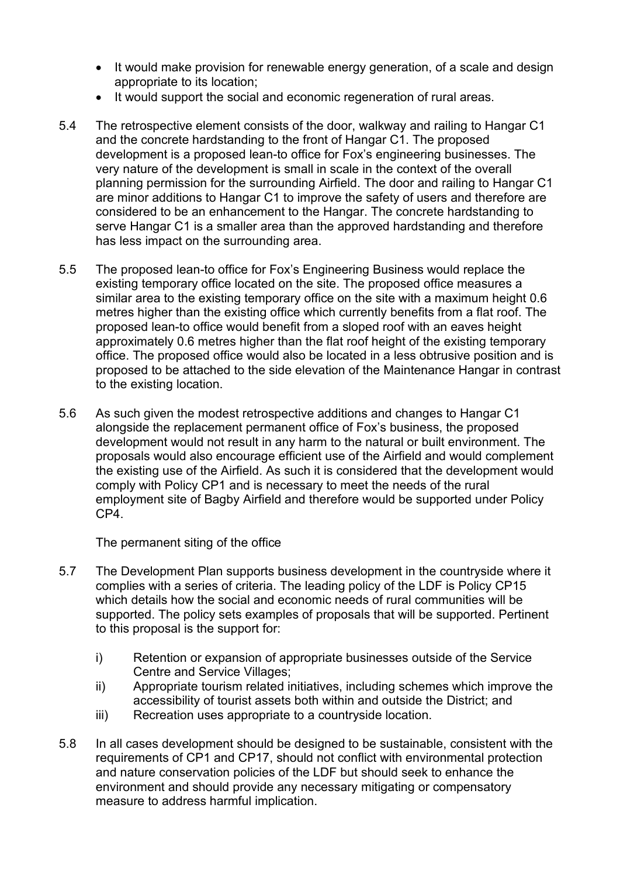- It would make provision for renewable energy generation, of a scale and design appropriate to its location;
- It would support the social and economic regeneration of rural areas.

5.4 The retrospective element consists of the door, walkway and railing to Hangar C1 and the concrete hardstanding to the front of Hangar C1. The proposed development is a proposed lean-to office for Fox's engineering businesses. The very nature of the development is small in scale in the context of the overall planning permission for the surrounding Airfield. The door and railing to Hangar C1 are minor additions to Hangar C1 to improve the safety of users and therefore are considered to be an enhancement to the Hangar. The concrete hardstanding to serve Hangar C1 is a smaller area than the approved hardstanding and therefore has less impact on the surrounding area.

5.5 The proposed lean-to office for Fox's Engineering Business would replace the existing temporary office located on the site. The proposed office measures a similar area to the existing temporary office on the site with a maximum height 0.6 metres higher than the existing office which currently benefits from a flat roof. The proposed lean-to office would benefit from a sloped roof with an eaves height approximately 0.6 metres higher than the flat roof height of the existing temporary office. The proposed office would also be located in a less obtrusive position and is proposed to be attached to the side elevation of the Maintenance Hangar in contrast to the existing location.

5.6 As such given the modest retrospective additions and changes to Hangar C1 alongside the replacement permanent office of Fox's business, the proposed development would not result in any harm to the natural or built environment. The proposals would also encourage efficient use of the Airfield and would complement the existing use of the Airfield. As such it is considered that the development would comply with Policy CP1 and is necessary to meet the needs of the rural employment site of Bagby Airfield and therefore would be supported under Policy CP4.

The permanent siting of the office

5.7 The Development Plan supports business development in the countryside where it complies with a series of criteria. The leading policy of the LDF is Policy CP15 which details how the social and economic needs of rural communities will be supported. The policy sets examples of proposals that will be supported. Pertinent to this proposal is the support for:

i) Retention or expansion of appropriate businesses outside of the Service Centre and Service Villages;
ii) Appropriate tourism related initiatives, including schemes which improve the accessibility of tourist assets both within and outside the District; and
iii) Recreation uses appropriate to a countryside location.

5.8 In all cases development should be designed to be sustainable, consistent with the requirements of CP1 and CP17, should not conflict with environmental protection and nature conservation policies of the LDF but should seek to enhance the environment and should provide any necessary mitigating or compensatory measure to address harmful implication.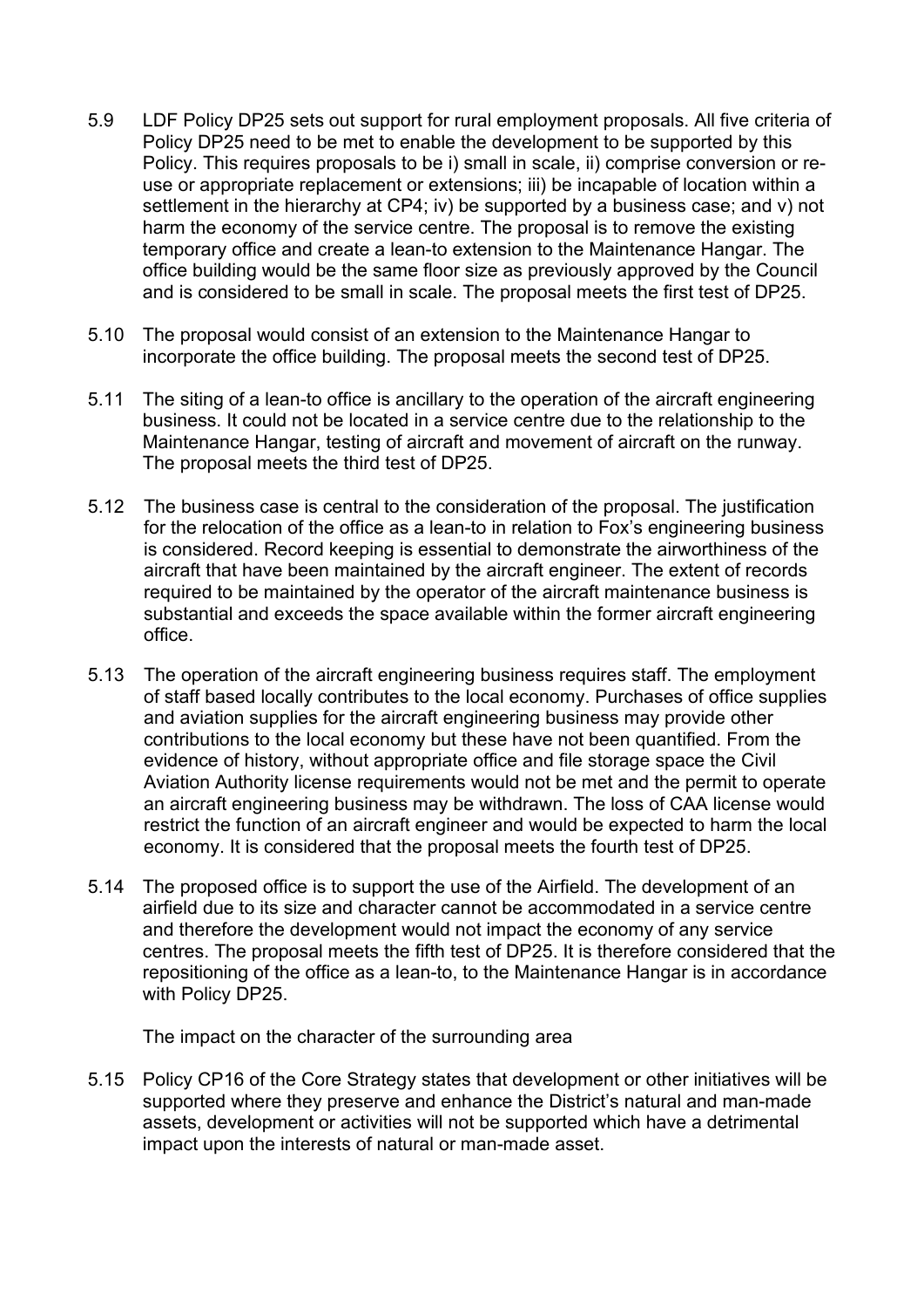5.9 LDF Policy DP25 sets out support for rural employment proposals. All five criteria of Policy DP25 need to be met to enable the development to be supported by this Policy. This requires proposals to be i) small in scale, ii) comprise conversion or re-use or appropriate replacement or extensions; iii) be incapable of location within a settlement in the hierarchy at CP4; iv) be supported by a business case; and v) not harm the economy of the service centre. The proposal is to remove the existing temporary office and create a lean-to extension to the Maintenance Hangar. The office building would be the same floor size as previously approved by the Council and is considered to be small in scale. The proposal meets the first test of DP25.

5.10 The proposal would consist of an extension to the Maintenance Hangar to incorporate the office building. The proposal meets the second test of DP25.

5.11 The siting of a lean-to office is ancillary to the operation of the aircraft engineering business. It could not be located in a service centre due to the relationship to the Maintenance Hangar, testing of aircraft and movement of aircraft on the runway. The proposal meets the third test of DP25.

5.12 The business case is central to the consideration of the proposal. The justification for the relocation of the office as a lean-to in relation to Fox's engineering business is considered. Record keeping is essential to demonstrate the airworthiness of the aircraft that have been maintained by the aircraft engineer. The extent of records required to be maintained by the operator of the aircraft maintenance business is substantial and exceeds the space available within the former aircraft engineering office.

5.13 The operation of the aircraft engineering business requires staff. The employment of staff based locally contributes to the local economy. Purchases of office supplies and aviation supplies for the aircraft engineering business may provide other contributions to the local economy but these have not been quantified. From the evidence of history, without appropriate office and file storage space the Civil Aviation Authority license requirements would not be met and the permit to operate an aircraft engineering business may be withdrawn. The loss of CAA license would restrict the function of an aircraft engineer and would be expected to harm the local economy. It is considered that the proposal meets the fourth test of DP25.

5.14 The proposed office is to support the use of the Airfield. The development of an airfield due to its size and character cannot be accommodated in a service centre and therefore the development would not impact the economy of any service centres. The proposal meets the fifth test of DP25. It is therefore considered that the repositioning of the office as a lean-to, to the Maintenance Hangar is in accordance with Policy DP25.

The impact on the character of the surrounding area

5.15 Policy CP16 of the Core Strategy states that development or other initiatives will be supported where they preserve and enhance the District's natural and man-made assets, development or activities will not be supported which have a detrimental impact upon the interests of natural or man-made asset.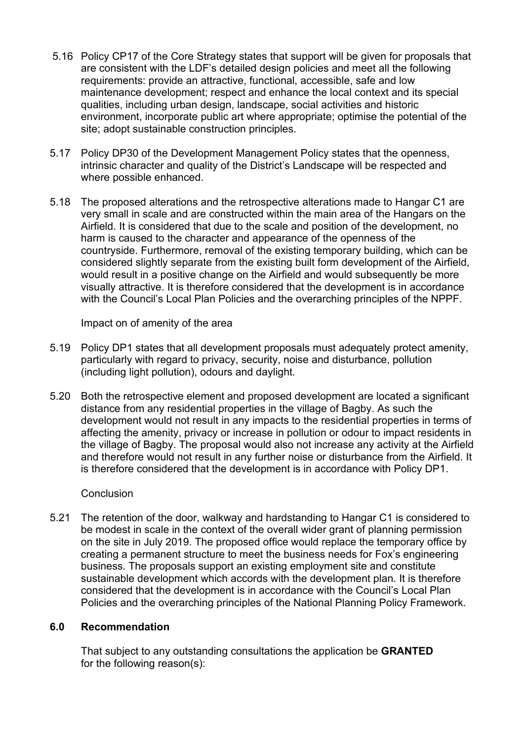5.16 Policy CP17 of the Core Strategy states that support will be given for proposals that are consistent with the LDF's detailed design policies and meet all the following requirements: provide an attractive, functional, accessible, safe and low maintenance development; respect and enhance the local context and its special qualities, including urban design, landscape, social activities and historic environment, incorporate public art where appropriate; optimise the potential of the site; adopt sustainable construction principles.

5.17 Policy DP30 of the Development Management Policy states that the openness, intrinsic character and quality of the District's Landscape will be respected and where possible enhanced.

5.18 The proposed alterations and the retrospective alterations made to Hangar C1 are very small in scale and are constructed within the main area of the Hangars on the Airfield. It is considered that due to the scale and position of the development, no harm is caused to the character and appearance of the openness of the countryside. Furthermore, removal of the existing temporary building, which can be considered slightly separate from the existing built form development of the Airfield, would result in a positive change on the Airfield and would subsequently be more visually attractive. It is therefore considered that the development is in accordance with the Council's Local Plan Policies and the overarching principles of the NPPF.

Impact on of amenity of the area

5.19 Policy DP1 states that all development proposals must adequately protect amenity, particularly with regard to privacy, security, noise and disturbance, pollution (including light pollution), odours and daylight.

5.20 Both the retrospective element and proposed development are located a significant distance from any residential properties in the village of Bagby. As such the development would not result in any impacts to the residential properties in terms of affecting the amenity, privacy or increase in pollution or odour to impact residents in the village of Bagby. The proposal would also not increase any activity at the Airfield and therefore would not result in any further noise or disturbance from the Airfield. It is therefore considered that the development is in accordance with Policy DP1.

Conclusion

5.21 The retention of the door, walkway and hardstanding to Hangar C1 is considered to be modest in scale in the context of the overall wider grant of planning permission on the site in July 2019. The proposed office would replace the temporary office by creating a permanent structure to meet the business needs for Fox's engineering business. The proposals support an existing employment site and constitute sustainable development which accords with the development plan. It is therefore considered that the development is in accordance with the Council's Local Plan Policies and the overarching principles of the National Planning Policy Framework.

## 6.0 Recommendation

That subject to any outstanding consultations the application be **GRANTED** for the following reason(s):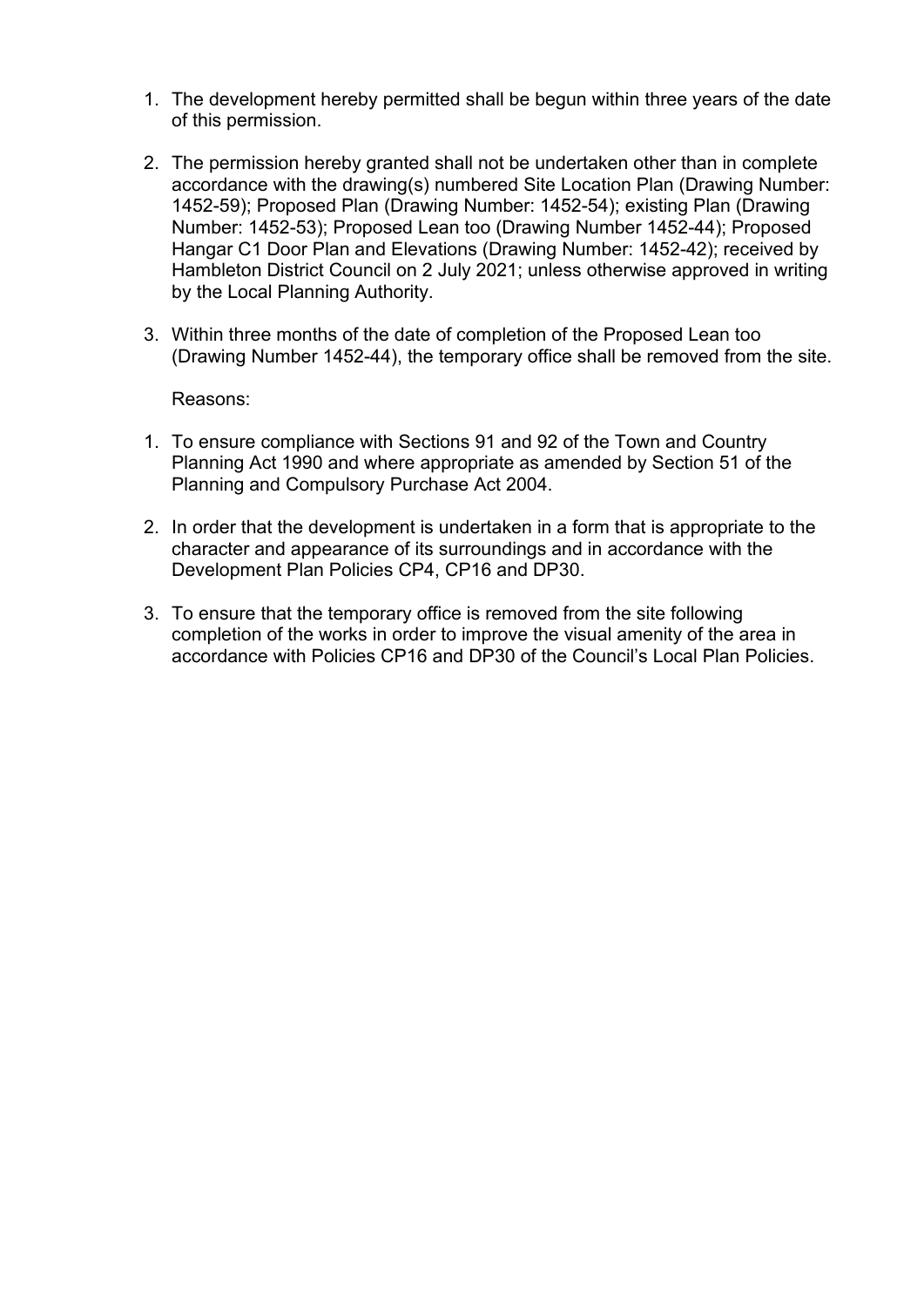1. The development hereby permitted shall be begun within three years of the date of this permission.

2. The permission hereby granted shall not be undertaken other than in complete accordance with the drawing(s) numbered Site Location Plan (Drawing Number: 1452-59); Proposed Plan (Drawing Number: 1452-54); existing Plan (Drawing Number: 1452-53); Proposed Lean too (Drawing Number 1452-44); Proposed Hangar C1 Door Plan and Elevations (Drawing Number: 1452-42); received by Hambleton District Council on 2 July 2021; unless otherwise approved in writing by the Local Planning Authority.

3. Within three months of the date of completion of the Proposed Lean too (Drawing Number 1452-44), the temporary office shall be removed from the site.

Reasons:

1. To ensure compliance with Sections 91 and 92 of the Town and Country Planning Act 1990 and where appropriate as amended by Section 51 of the Planning and Compulsory Purchase Act 2004.

2. In order that the development is undertaken in a form that is appropriate to the character and appearance of its surroundings and in accordance with the Development Plan Policies CP4, CP16 and DP30.

3. To ensure that the temporary office is removed from the site following completion of the works in order to improve the visual amenity of the area in accordance with Policies CP16 and DP30 of the Council's Local Plan Policies.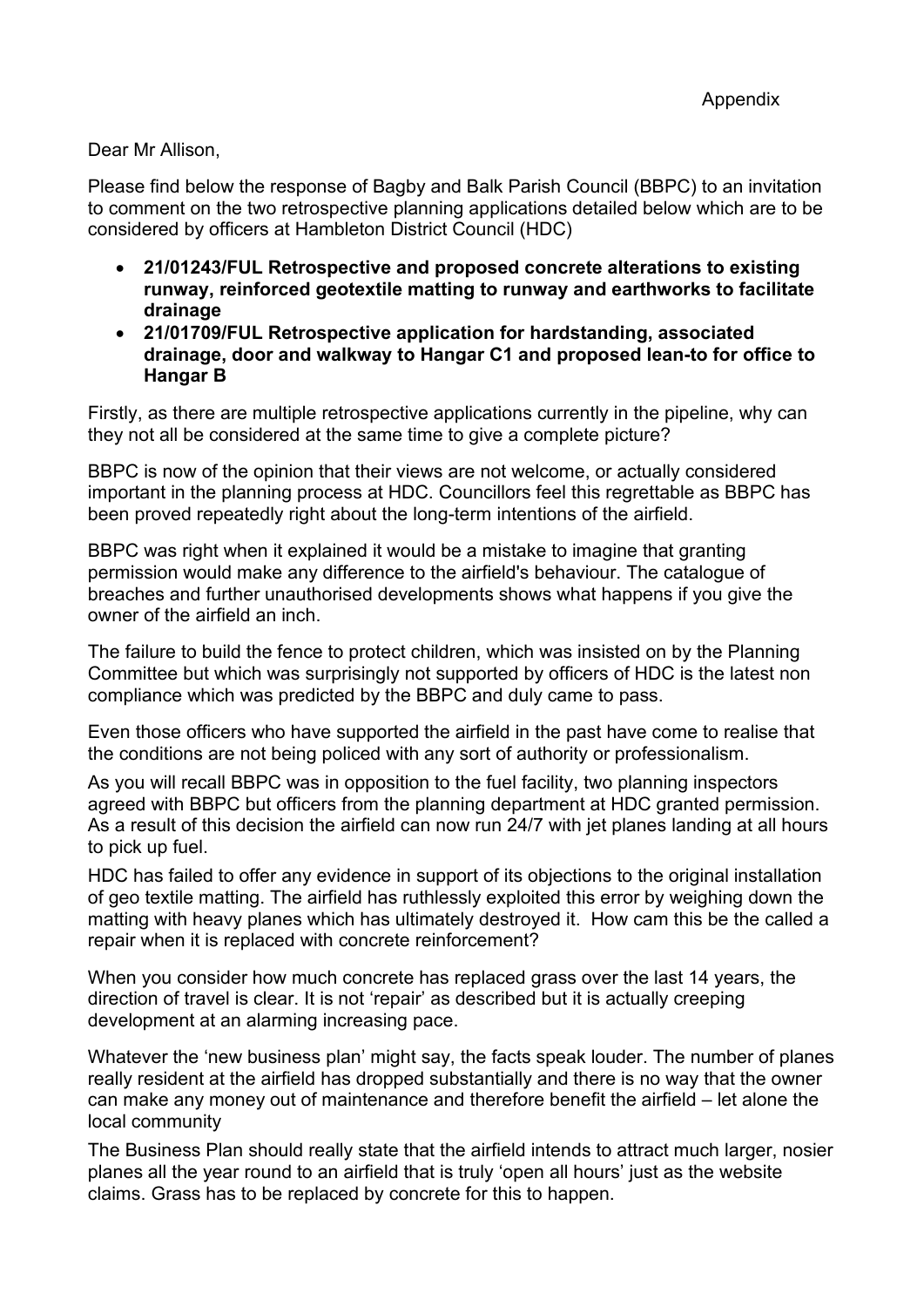Appendix

Dear Mr Allison,

Please find below the response of Bagby and Balk Parish Council (BBPC) to an invitation to comment on the two retrospective planning applications detailed below which are to be considered by officers at Hambleton District Council (HDC)

- **21/01243/FUL Retrospective and proposed concrete alterations to existing runway, reinforced geotextile matting to runway and earthworks to facilitate drainage**
- **21/01709/FUL Retrospective application for hardstanding, associated drainage, door and walkway to Hangar C1 and proposed lean-to for office to Hangar B**

Firstly, as there are multiple retrospective applications currently in the pipeline, why can they not all be considered at the same time to give a complete picture?

BBPC is now of the opinion that their views are not welcome, or actually considered important in the planning process at HDC. Councillors feel this regrettable as BBPC has been proved repeatedly right about the long-term intentions of the airfield.

BBPC was right when it explained it would be a mistake to imagine that granting permission would make any difference to the airfield's behaviour. The catalogue of breaches and further unauthorised developments shows what happens if you give the owner of the airfield an inch.

The failure to build the fence to protect children, which was insisted on by the Planning Committee but which was surprisingly not supported by officers of HDC is the latest non compliance which was predicted by the BBPC and duly came to pass.

Even those officers who have supported the airfield in the past have come to realise that the conditions are not being policed with any sort of authority or professionalism.

As you will recall BBPC was in opposition to the fuel facility, two planning inspectors agreed with BBPC but officers from the planning department at HDC granted permission. As a result of this decision the airfield can now run 24/7 with jet planes landing at all hours to pick up fuel.

HDC has failed to offer any evidence in support of its objections to the original installation of geo textile matting. The airfield has ruthlessly exploited this error by weighing down the matting with heavy planes which has ultimately destroyed it. How cam this be the called a repair when it is replaced with concrete reinforcement?

When you consider how much concrete has replaced grass over the last 14 years, the direction of travel is clear. It is not 'repair' as described but it is actually creeping development at an alarming increasing pace.

Whatever the 'new business plan' might say, the facts speak louder. The number of planes really resident at the airfield has dropped substantially and there is no way that the owner can make any money out of maintenance and therefore benefit the airfield – let alone the local community

The Business Plan should really state that the airfield intends to attract much larger, nosier planes all the year round to an airfield that is truly 'open all hours' just as the website claims. Grass has to be replaced by concrete for this to happen.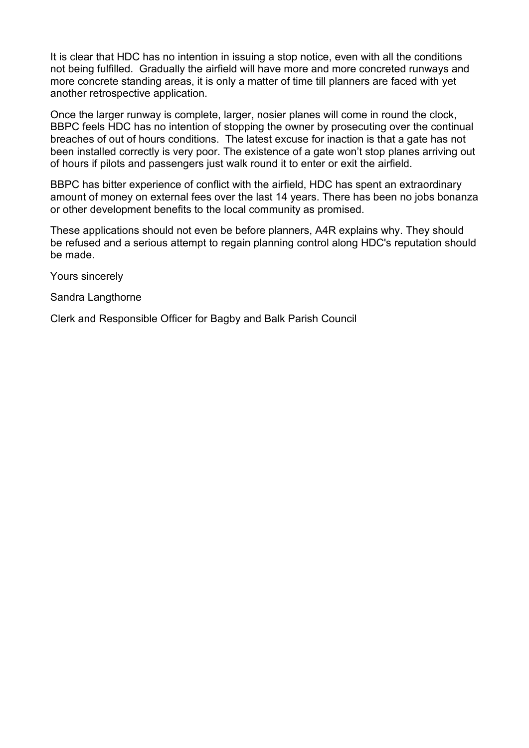It is clear that HDC has no intention in issuing a stop notice, even with all the conditions not being fulfilled. Gradually the airfield will have more and more concreted runways and more concrete standing areas, it is only a matter of time till planners are faced with yet another retrospective application.

Once the larger runway is complete, larger, nosier planes will come in round the clock, BBPC feels HDC has no intention of stopping the owner by prosecuting over the continual breaches of out of hours conditions. The latest excuse for inaction is that a gate has not been installed correctly is very poor. The existence of a gate won't stop planes arriving out of hours if pilots and passengers just walk round it to enter or exit the airfield.

BBPC has bitter experience of conflict with the airfield, HDC has spent an extraordinary amount of money on external fees over the last 14 years. There has been no jobs bonanza or other development benefits to the local community as promised.

These applications should not even be before planners, A4R explains why. They should be refused and a serious attempt to regain planning control along HDC's reputation should be made.

Yours sincerely

Sandra Langthorne

Clerk and Responsible Officer for Bagby and Balk Parish Council